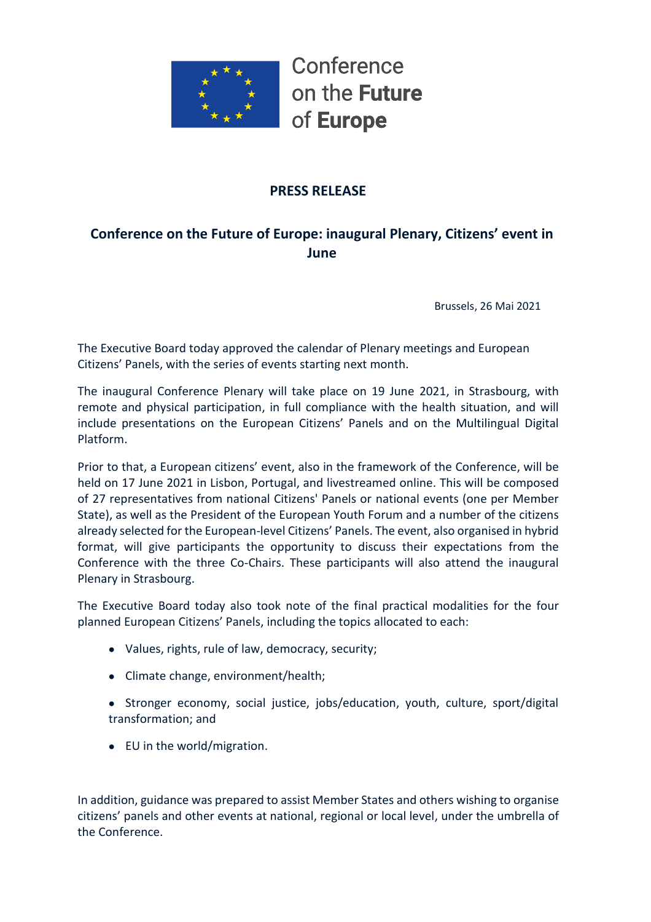Conference on the **Future** of **Europe**

## PRESS RELEASE

## Conference on the Future of Europe: inaugural Plenary, Citizens' event in June

Brussels, 26 Mai 2021

The Executive Board today approved the calendar of Plenary meetings and European Citizens' Panels, with the series of events starting next month.

The inaugural Conference Plenary will take place on 19 June 2021, in Strasbourg, with remote and physical participation, in full compliance with the health situation, and will include presentations on the European Citizens' Panels and on the Multilingual Digital Platform.

Prior to that, a European citizens' event, also in the framework of the Conference, will be held on 17 June 2021 in Lisbon, Portugal, and livestreamed online. This will be composed of 27 representatives from national Citizens' Panels or national events (one per Member State), as well as the President of the European Youth Forum and a number of the citizens already selected for the European-level Citizens' Panels. The event, also organised in hybrid format, will give participants the opportunity to discuss their expectations from the Conference with the three Co-Chairs. These participants will also attend the inaugural Plenary in Strasbourg.

The Executive Board today also took note of the final practical modalities for the four planned European Citizens' Panels, including the topics allocated to each:

- Values, rights, rule of law, democracy, security;
- Climate change, environment/health;
- Stronger economy, social justice, jobs/education, youth, culture, sport/digital transformation; and
- EU in the world/migration.

In addition, guidance was prepared to assist Member States and others wishing to organise citizens' panels and other events at national, regional or local level, under the umbrella of the Conference.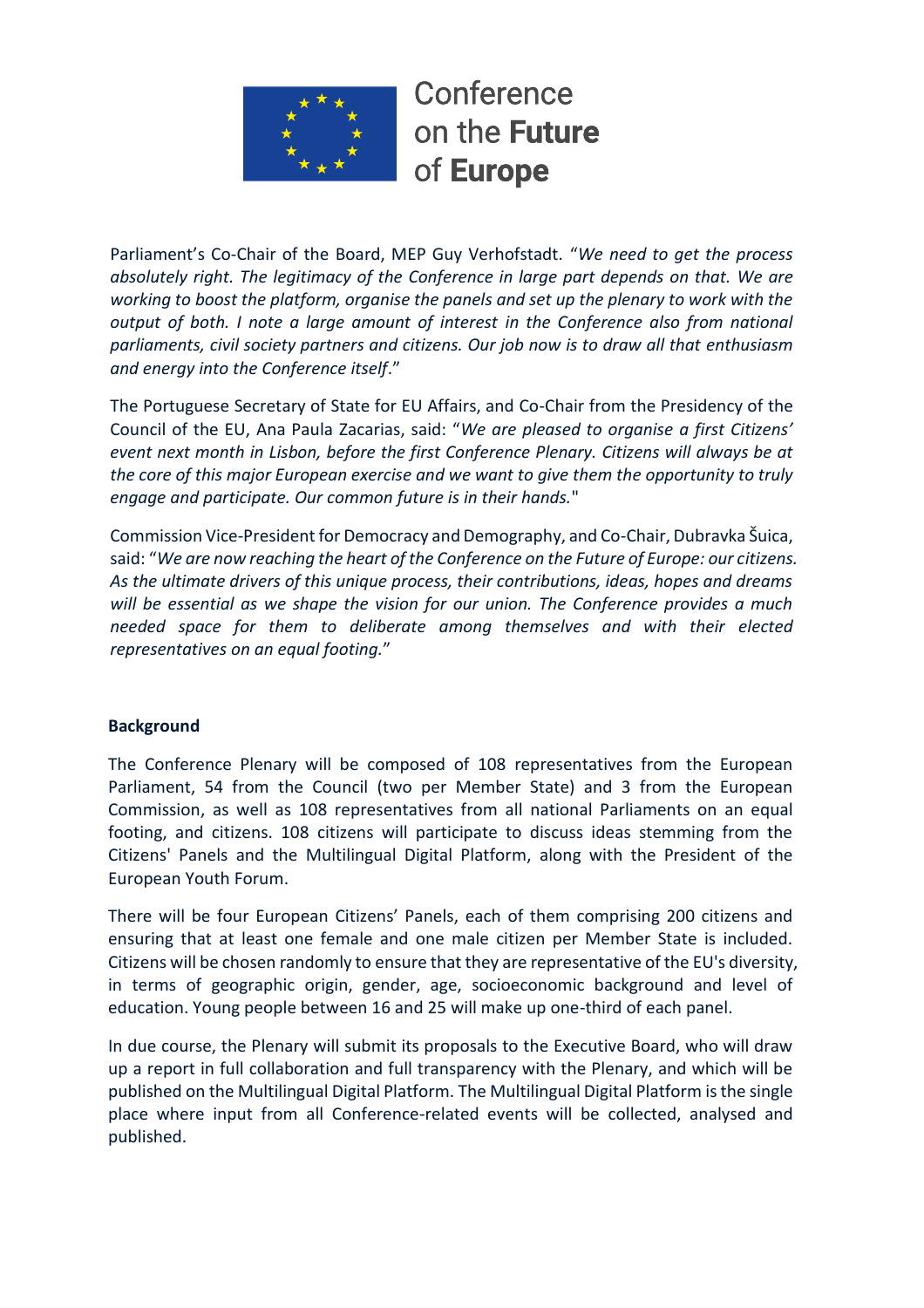Parliament's Co-Chair of the Board, MEP Guy Verhofstadt. "*We need to get the process absolutely right. The legitimacy of the Conference in large part depends on that. We are working to boost the platform, organise the panels and set up the plenary to work with the output of both. I note a large amount of interest in the Conference also from national parliaments, civil society partners and citizens. Our job now is to draw all that enthusiasm and energy into the Conference itself*."

The Portuguese Secretary of State for EU Affairs, and Co-Chair from the Presidency of the Council of the EU, Ana Paula Zacarias, said: "*We are pleased to organise a first Citizens' event next month in Lisbon, before the first Conference Plenary. Citizens will always be at the core of this major European exercise and we want to give them the opportunity to truly engage and participate. Our common future is in their hands.*"

Commission Vice-President for Democracy and Demography, and Co-Chair, Dubravka Šuica, said: "*We are now reaching the heart of the Conference on the Future of Europe: our citizens. As the ultimate drivers of this unique process, their contributions, ideas, hopes and dreams will be essential as we shape the vision for our union. The Conference provides a much needed space for them to deliberate among themselves and with their elected representatives on an equal footing.*"

**Background**

The Conference Plenary will be composed of 108 representatives from the European Parliament, 54 from the Council (two per Member State) and 3 from the European Commission, as well as 108 representatives from all national Parliaments on an equal footing, and citizens. 108 citizens will participate to discuss ideas stemming from the Citizens' Panels and the Multilingual Digital Platform, along with the President of the European Youth Forum.

There will be four European Citizens' Panels, each of them comprising 200 citizens and ensuring that at least one female and one male citizen per Member State is included. Citizens will be chosen randomly to ensure that they are representative of the EU's diversity, in terms of geographic origin, gender, age, socioeconomic background and level of education. Young people between 16 and 25 will make up one-third of each panel.

In due course, the Plenary will submit its proposals to the Executive Board, who will draw up a report in full collaboration and full transparency with the Plenary, and which will be published on the Multilingual Digital Platform. The Multilingual Digital Platform is the single place where input from all Conference-related events will be collected, analysed and published.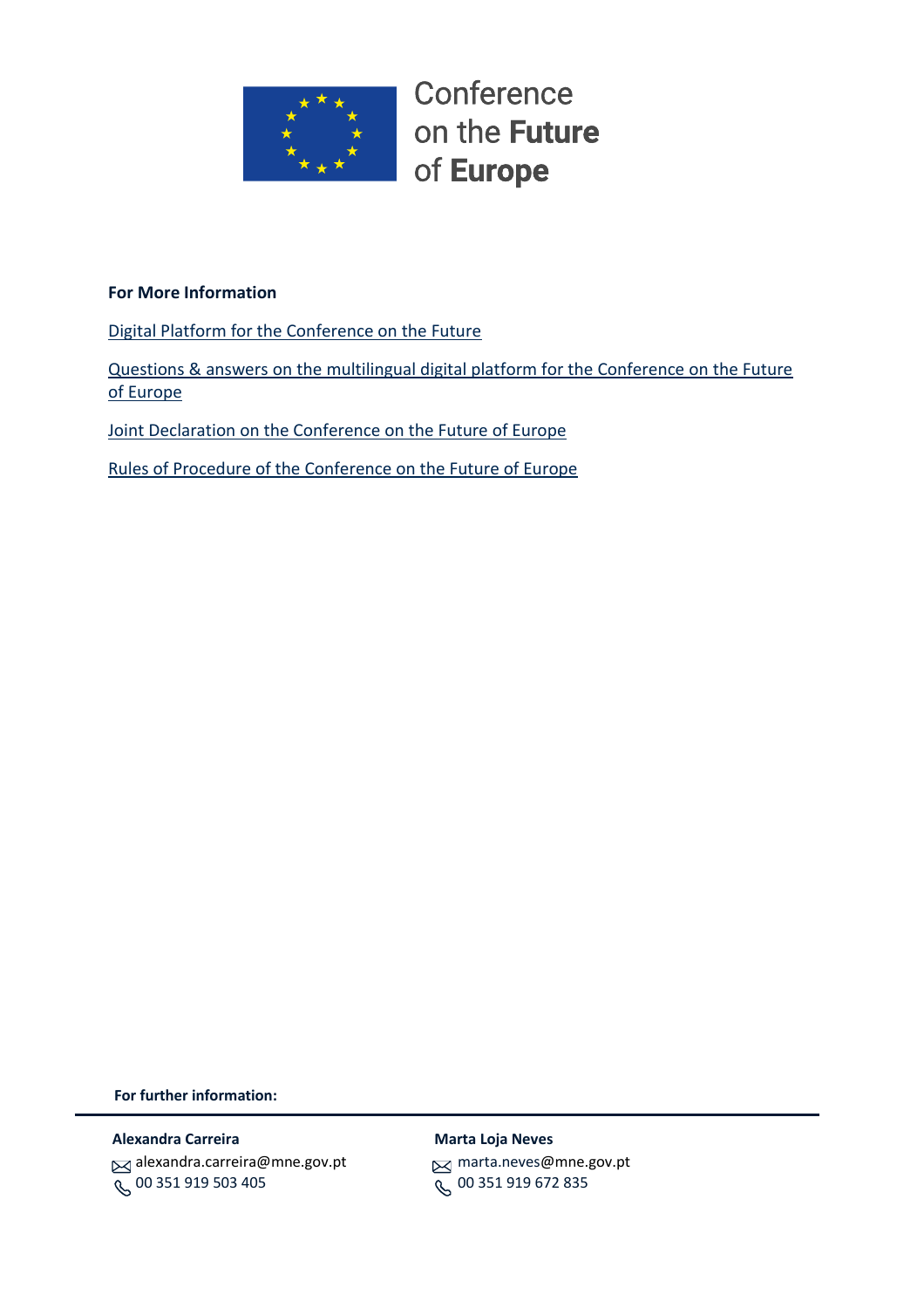Conference on the **Future** of **Europe**

**For More Information**

Digital Platform for the Conference on the Future

Questions & answers on the multilingual digital platform for the Conference on the Future of Europe

Joint Declaration on the Conference on the Future of Europe

Rules of Procedure of the Conference on the Future of Europe

**For further information:**

**Alexandra Carreira**
alexandra.carreira@mne.gov.pt
00 351 919 503 405

**Marta Loja Neves**
marta.neves@mne.gov.pt
00 351 919 672 835